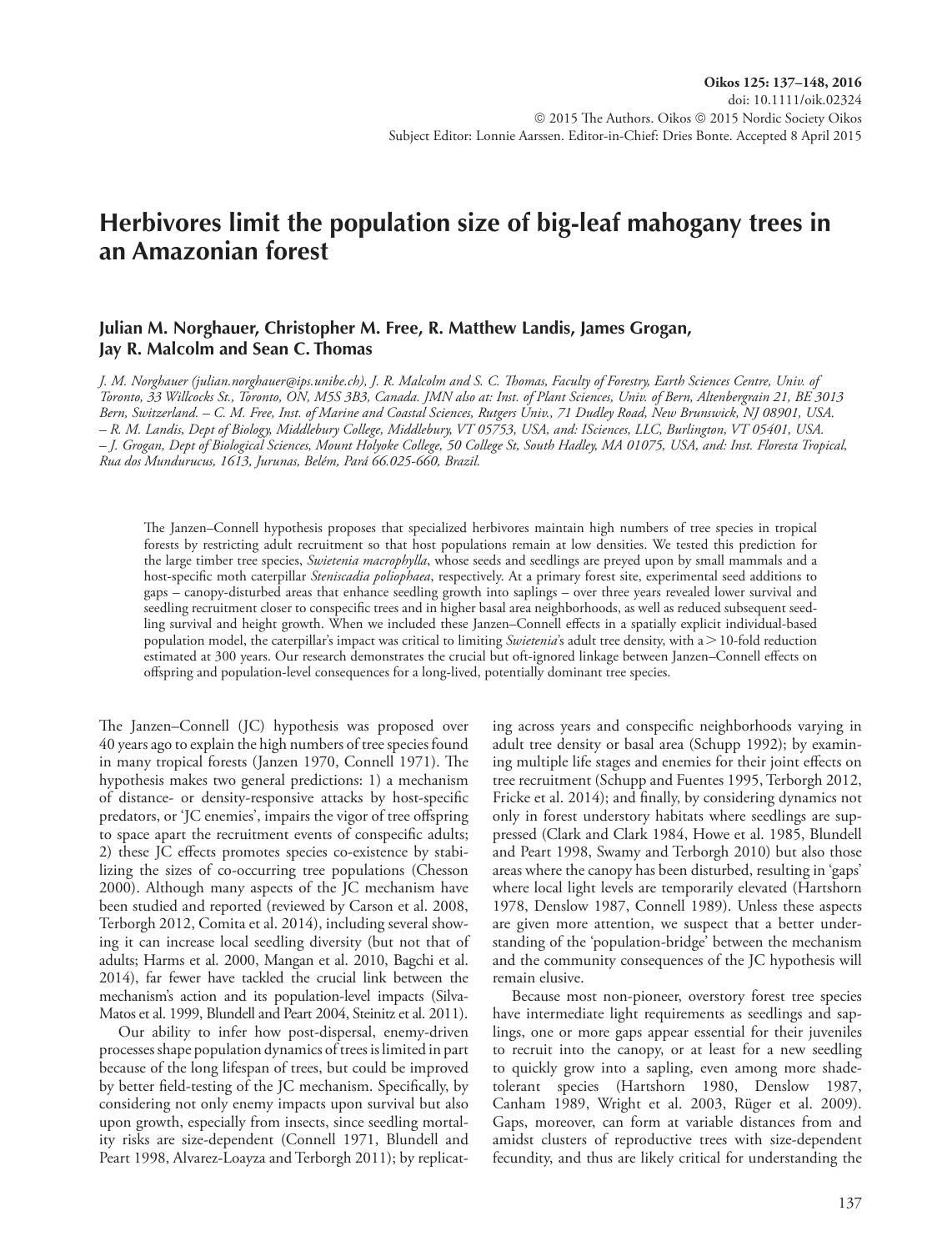# Herbivores limit the population size of big-leaf mahogany trees in an Amazonian forest

**Julian M. Norghauer, Christopher M. Free, R. Matthew Landis, James Grogan, Jay R. Malcolm and Sean C. Thomas**

*J. M. Norghauer (julian.norghauer@ips.unibe.ch), J. R. Malcolm and S. C. Thomas, Faculty of Forestry, Earth Sciences Centre, Univ. of Toronto, 33 Willcocks St., Toronto, ON, M5S 3B3, Canada. JMN also at: Inst. of Plant Sciences, Univ. of Bern, Altenbergrain 21, BE 3013 Bern, Switzerland. – C. M. Free, Inst. of Marine and Coastal Sciences, Rutgers Univ., 71 Dudley Road, New Brunswick, NJ 08901, USA. – R. M. Landis, Dept of Biology, Middlebury College, Middlebury, VT 05753, USA, and: ISciences, LLC, Burlington, VT 05401, USA. – J. Grogan, Dept of Biological Sciences, Mount Holyoke College, 50 College St, South Hadley, MA 01075, USA, and: Inst. Floresta Tropical, Rua dos Mundurucus, 1613, Jurunas, Belém, Pará 66.025-660, Brazil.*

The Janzen–Connell hypothesis proposes that specialized herbivores maintain high numbers of tree species in tropical forests by restricting adult recruitment so that host populations remain at low densities. We tested this prediction for the large timber tree species, *Swietenia macrophylla*, whose seeds and seedlings are preyed upon by small mammals and a host-specific moth caterpillar *Steniscadia poliophaea*, respectively. At a primary forest site, experimental seed additions to gaps – canopy-disturbed areas that enhance seedling growth into saplings – over three years revealed lower survival and seedling recruitment closer to conspecific trees and in higher basal area neighborhoods, as well as reduced subsequent seedling survival and height growth. When we included these Janzen–Connell effects in a spatially explicit individual-based population model, the caterpillar's impact was critical to limiting *Swietenia*'s adult tree density, with a > 10-fold reduction estimated at 300 years. Our research demonstrates the crucial but oft-ignored linkage between Janzen–Connell effects on offspring and population-level consequences for a long-lived, potentially dominant tree species.

The Janzen–Connell (JC) hypothesis was proposed over 40 years ago to explain the high numbers of tree species found in many tropical forests (Janzen 1970, Connell 1971). The hypothesis makes two general predictions: 1) a mechanism of distance- or density-responsive attacks by host-specific predators, or 'JC enemies', impairs the vigor of tree offspring to space apart the recruitment events of conspecific adults; 2) these JC effects promotes species co-existence by stabilizing the sizes of co-occurring tree populations (Chesson 2000). Although many aspects of the JC mechanism have been studied and reported (reviewed by Carson et al. 2008, Terborgh 2012, Comita et al. 2014), including several showing it can increase local seedling diversity (but not that of adults; Harms et al. 2000, Mangan et al. 2010, Bagchi et al. 2014), far fewer have tackled the crucial link between the mechanism's action and its population-level impacts (Silva-Matos et al. 1999, Blundell and Peart 2004, Steinitz et al. 2011).

Our ability to infer how post-dispersal, enemy-driven processes shape population dynamics of trees is limited in part because of the long lifespan of trees, but could be improved by better field-testing of the JC mechanism. Specifically, by considering not only enemy impacts upon survival but also upon growth, especially from insects, since seedling mortality risks are size-dependent (Connell 1971, Blundell and Peart 1998, Alvarez-Loayza and Terborgh 2011); by replicating across years and conspecific neighborhoods varying in adult tree density or basal area (Schupp 1992); by examining multiple life stages and enemies for their joint effects on tree recruitment (Schupp and Fuentes 1995, Terborgh 2012, Fricke et al. 2014); and finally, by considering dynamics not only in forest understory habitats where seedlings are suppressed (Clark and Clark 1984, Howe et al. 1985, Blundell and Peart 1998, Swamy and Terborgh 2010) but also those areas where the canopy has been disturbed, resulting in 'gaps' where local light levels are temporarily elevated (Hartshorn 1978, Denslow 1987, Connell 1989). Unless these aspects are given more attention, we suspect that a better understanding of the 'population-bridge' between the mechanism and the community consequences of the JC hypothesis will remain elusive.

Because most non-pioneer, overstory forest tree species have intermediate light requirements as seedlings and saplings, one or more gaps appear essential for their juveniles to recruit into the canopy, or at least for a new seedling to quickly grow into a sapling, even among more shade-tolerant species (Hartshorn 1980, Denslow 1987, Canham 1989, Wright et al. 2003, Rüger et al. 2009). Gaps, moreover, can form at variable distances from and amidst clusters of reproductive trees with size-dependent fecundity, and thus are likely critical for understanding the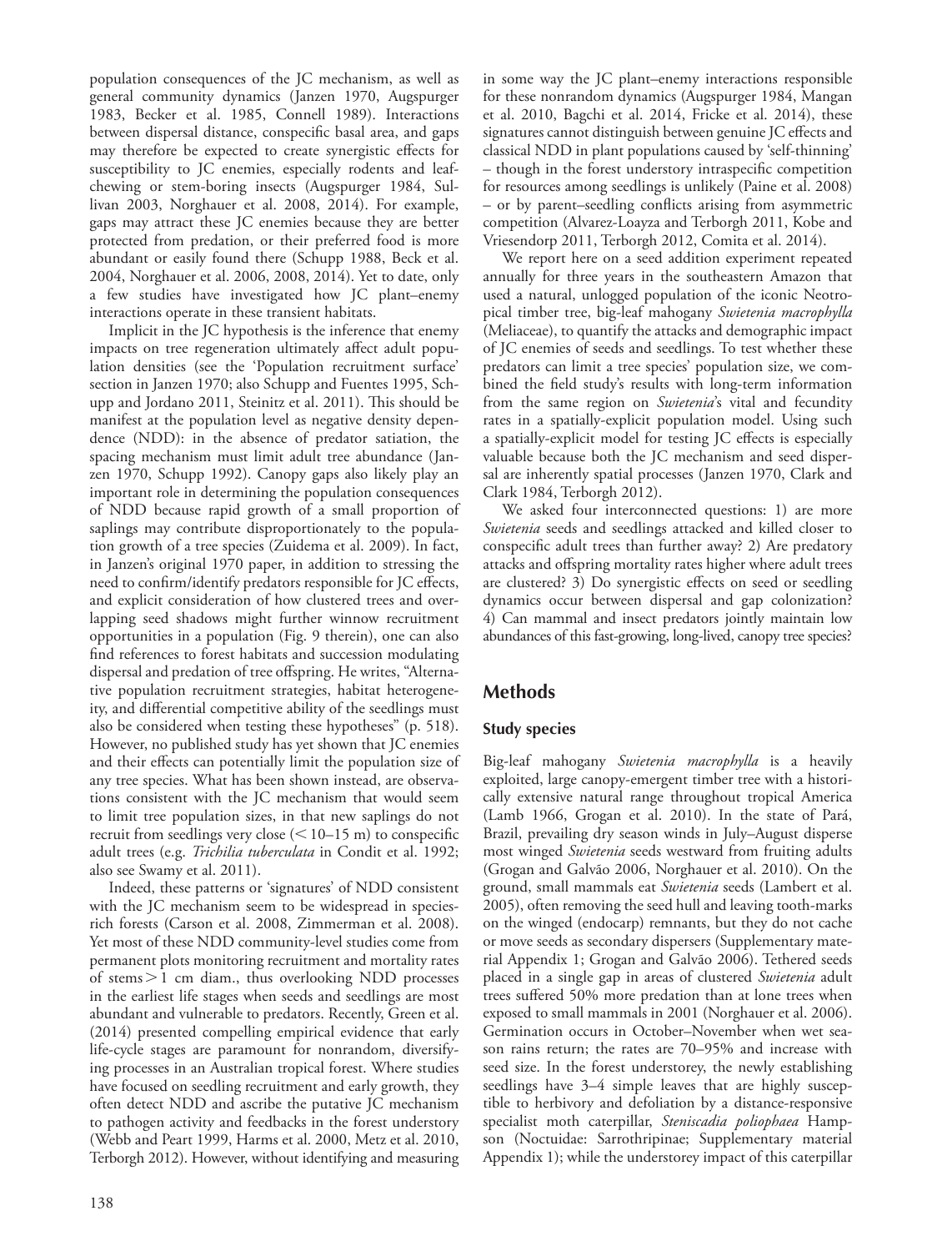population consequences of the JC mechanism, as well as general community dynamics (Janzen 1970, Augspurger 1983, Becker et al. 1985, Connell 1989). Interactions between dispersal distance, conspecific basal area, and gaps may therefore be expected to create synergistic effects for susceptibility to JC enemies, especially rodents and leaf-chewing or stem-boring insects (Augspurger 1984, Sullivan 2003, Norghauer et al. 2008, 2014). For example, gaps may attract these JC enemies because they are better protected from predation, or their preferred food is more abundant or easily found there (Schupp 1988, Beck et al. 2004, Norghauer et al. 2006, 2008, 2014). Yet to date, only a few studies have investigated how JC plant–enemy interactions operate in these transient habitats.

Implicit in the JC hypothesis is the inference that enemy impacts on tree regeneration ultimately affect adult population densities (see the 'Population recruitment surface' section in Janzen 1970; also Schupp and Fuentes 1995, Schupp and Jordano 2011, Steinitz et al. 2011). This should be manifest at the population level as negative density dependence (NDD): in the absence of predator satiation, the spacing mechanism must limit adult tree abundance (Janzen 1970, Schupp 1992). Canopy gaps also likely play an important role in determining the population consequences of NDD because rapid growth of a small proportion of saplings may contribute disproportionately to the population growth of a tree species (Zuidema et al. 2009). In fact, in Janzen's original 1970 paper, in addition to stressing the need to confirm/identify predators responsible for JC effects, and explicit consideration of how clustered trees and overlapping seed shadows might further winnow recruitment opportunities in a population (Fig. 9 therein), one can also find references to forest habitats and succession modulating dispersal and predation of tree offspring. He writes, "Alternative population recruitment strategies, habitat heterogeneity, and differential competitive ability of the seedlings must also be considered when testing these hypotheses" (p. 518). However, no published study has yet shown that JC enemies and their effects can potentially limit the population size of any tree species. What has been shown instead, are observations consistent with the JC mechanism that would seem to limit tree population sizes, in that new saplings do not recruit from seedlings very close (< 10–15 m) to conspecific adult trees (e.g. *Trichilia tuberculata* in Condit et al. 1992; also see Swamy et al. 2011).

Indeed, these patterns or 'signatures' of NDD consistent with the JC mechanism seem to be widespread in species-rich forests (Carson et al. 2008, Zimmerman et al. 2008). Yet most of these NDD community-level studies come from permanent plots monitoring recruitment and mortality rates of stems > 1 cm diam., thus overlooking NDD processes in the earliest life stages when seeds and seedlings are most abundant and vulnerable to predators. Recently, Green et al. (2014) presented compelling empirical evidence that early life-cycle stages are paramount for nonrandom, diversifying processes in an Australian tropical forest. Where studies have focused on seedling recruitment and early growth, they often detect NDD and ascribe the putative JC mechanism to pathogen activity and feedbacks in the forest understory (Webb and Peart 1999, Harms et al. 2000, Metz et al. 2010, Terborgh 2012). However, without identifying and measuring in some way the JC plant–enemy interactions responsible for these nonrandom dynamics (Augspurger 1984, Mangan et al. 2010, Bagchi et al. 2014, Fricke et al. 2014), these signatures cannot distinguish between genuine JC effects and classical NDD in plant populations caused by 'self-thinning' – though in the forest understory intraspecific competition for resources among seedlings is unlikely (Paine et al. 2008) – or by parent–seedling conflicts arising from asymmetric competition (Alvarez-Loayza and Terborgh 2011, Kobe and Vriesendorp 2011, Terborgh 2012, Comita et al. 2014).

We report here on a seed addition experiment repeated annually for three years in the southeastern Amazon that used a natural, unlogged population of the iconic Neotropical timber tree, big-leaf mahogany *Swietenia macrophylla* (Meliaceae), to quantify the attacks and demographic impact of JC enemies of seeds and seedlings. To test whether these predators can limit a tree species' population size, we combined the field study's results with long-term information from the same region on *Swietenia*'s vital and fecundity rates in a spatially-explicit population model. Using such a spatially-explicit model for testing JC effects is especially valuable because both the JC mechanism and seed dispersal are inherently spatial processes (Janzen 1970, Clark and Clark 1984, Terborgh 2012).

We asked four interconnected questions: 1) are more *Swietenia* seeds and seedlings attacked and killed closer to conspecific adult trees than further away? 2) Are predatory attacks and offspring mortality rates higher where adult trees are clustered? 3) Do synergistic effects on seed or seedling dynamics occur between dispersal and gap colonization? 4) Can mammal and insect predators jointly maintain low abundances of this fast-growing, long-lived, canopy tree species?

## Methods

### Study species

Big-leaf mahogany *Swietenia macrophylla* is a heavily exploited, large canopy-emergent timber tree with a historically extensive natural range throughout tropical America (Lamb 1966, Grogan et al. 2010). In the state of Pará, Brazil, prevailing dry season winds in July–August disperse most winged *Swietenia* seeds westward from fruiting adults (Grogan and Galvão 2006, Norghauer et al. 2010). On the ground, small mammals eat *Swietenia* seeds (Lambert et al. 2005), often removing the seed hull and leaving tooth-marks on the winged (endocarp) remnants, but they do not cache or move seeds as secondary dispersers (Supplementary material Appendix 1; Grogan and Galvão 2006). Tethered seeds placed in a single gap in areas of clustered *Swietenia* adult trees suffered 50% more predation than at lone trees when exposed to small mammals in 2001 (Norghauer et al. 2006). Germination occurs in October–November when wet season rains return; the rates are 70–95% and increase with seed size. In the forest understorey, the newly establishing seedlings have 3–4 simple leaves that are highly susceptible to herbivory and defoliation by a distance-responsive specialist moth caterpillar, *Steniscadia poliophaea* Hampson (Noctuidae: Sarrothripinae; Supplementary material Appendix 1); while the understorey impact of this caterpillar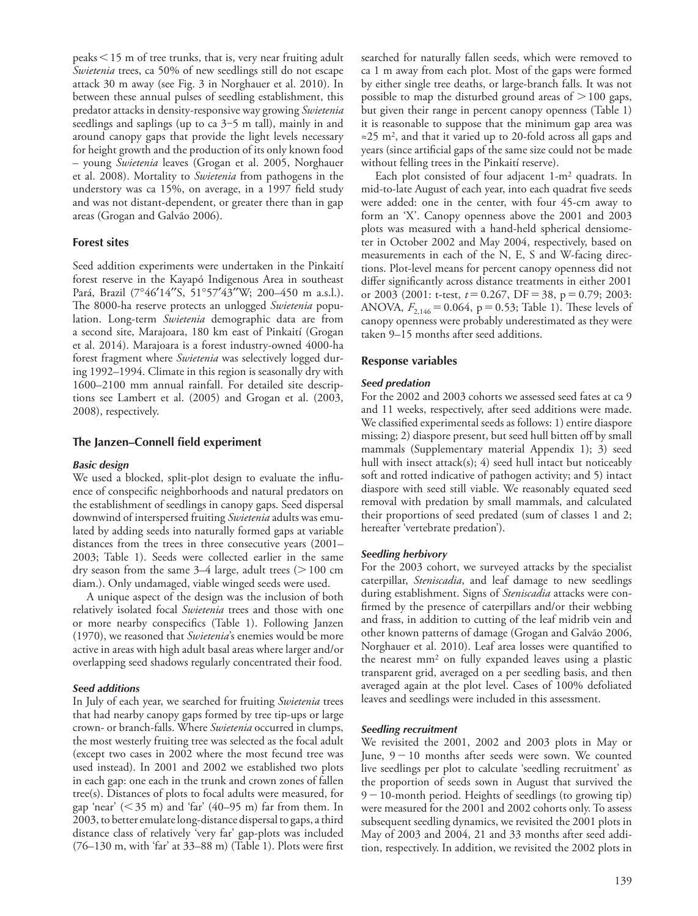peaks < 15 m of tree trunks, that is, very near fruiting adult *Swietenia* trees, ca 50% of new seedlings still do not escape attack 30 m away (see Fig. 3 in Norghauer et al. 2010). In between these annual pulses of seedling establishment, this predator attacks in density-responsive way growing *Swietenia* seedlings and saplings (up to ca 3–5 m tall), mainly in and around canopy gaps that provide the light levels necessary for height growth and the production of its only known food – young *Swietenia* leaves (Grogan et al. 2005, Norghauer et al. 2008). Mortality to *Swietenia* from pathogens in the understory was ca 15%, on average, in a 1997 field study and was not distant-dependent, or greater there than in gap areas (Grogan and Galvão 2006).

## Forest sites

Seed addition experiments were undertaken in the Pinkaití forest reserve in the Kayapó Indigenous Area in southeast Pará, Brazil (7°46′14″S, 51°57′43″W; 200–450 m a.s.l.). The 8000-ha reserve protects an unlogged *Swietenia* population. Long-term *Swietenia* demographic data are from a second site, Marajoara, 180 km east of Pinkaití (Grogan et al. 2014). Marajoara is a forest industry-owned 4000-ha forest fragment where *Swietenia* was selectively logged during 1992–1994. Climate in this region is seasonally dry with 1600–2100 mm annual rainfall. For detailed site descriptions see Lambert et al. (2005) and Grogan et al. (2003, 2008), respectively.

## The Janzen–Connell field experiment

### Basic design

We used a blocked, split-plot design to evaluate the influence of conspecific neighborhoods and natural predators on the establishment of seedlings in canopy gaps. Seed dispersal downwind of interspersed fruiting *Swietenia* adults was emulated by adding seeds into naturally formed gaps at variable distances from the trees in three consecutive years (2001–2003; Table 1). Seeds were collected earlier in the same dry season from the same 3–4 large, adult trees (> 100 cm diam.). Only undamaged, viable winged seeds were used.

A unique aspect of the design was the inclusion of both relatively isolated focal *Swietenia* trees and those with one or more nearby conspecifics (Table 1). Following Janzen (1970), we reasoned that *Swietenia*'s enemies would be more active in areas with high adult basal areas where larger and/or overlapping seed shadows regularly concentrated their food.

### Seed additions

In July of each year, we searched for fruiting *Swietenia* trees that had nearby canopy gaps formed by tree tip-ups or large crown- or branch-falls. Where *Swietenia* occurred in clumps, the most westerly fruiting tree was selected as the focal adult (except two cases in 2002 where the most fecund tree was used instead). In 2001 and 2002 we established two plots in each gap: one each in the trunk and crown zones of fallen tree(s). Distances of plots to focal adults were measured, for gap 'near' (< 35 m) and 'far' (40–95 m) far from them. In 2003, to better emulate long-distance dispersal to gaps, a third distance class of relatively 'very far' gap-plots was included (76–130 m, with 'far' at 33–88 m) (Table 1). Plots were first searched for naturally fallen seeds, which were removed to ca 1 m away from each plot. Most of the gaps were formed by either single tree deaths, or large-branch falls. It was not possible to map the disturbed ground areas of > 100 gaps, but given their range in percent canopy openness (Table 1) it is reasonable to suppose that the minimum gap area was ≈25 m², and that it varied up to 20-fold across all gaps and years (since artificial gaps of the same size could not be made without felling trees in the Pinkaití reserve).

Each plot consisted of four adjacent 1-m² quadrats. In mid-to-late August of each year, into each quadrat five seeds were added: one in the center, with four 45-cm away to form an 'X'. Canopy openness above the 2001 and 2003 plots was measured with a hand-held spherical densiometer in October 2002 and May 2004, respectively, based on measurements in each of the N, E, S and W-facing directions. Plot-level means for percent canopy openness did not differ significantly across distance treatments in either 2001 or 2003 (2001: t-test, $t = 0.267$, DF = 38, $p = 0.79$; 2003: ANOVA, $F_{2,146} = 0.064$, $p = 0.53$; Table 1). These levels of canopy openness were probably underestimated as they were taken 9–15 months after seed additions.

## Response variables

### Seed predation

For the 2002 and 2003 cohorts we assessed seed fates at ca 9 and 11 weeks, respectively, after seed additions were made. We classified experimental seeds as follows: 1) entire diaspore missing; 2) diaspore present, but seed hull bitten off by small mammals (Supplementary material Appendix 1); 3) seed hull with insect attack(s); 4) seed hull intact but noticeably soft and rotted indicative of pathogen activity; and 5) intact diaspore with seed still viable. We reasonably equated seed removal with predation by small mammals, and calculated their proportions of seed predated (sum of classes 1 and 2; hereafter 'vertebrate predation').

### Seedling herbivory

For the 2003 cohort, we surveyed attacks by the specialist caterpillar, *Steniscadia*, and leaf damage to new seedlings during establishment. Signs of *Steniscadia* attacks were confirmed by the presence of caterpillars and/or their webbing and frass, in addition to cutting of the leaf midrib vein and other known patterns of damage (Grogan and Galvão 2006, Norghauer et al. 2010). Leaf area losses were quantified to the nearest mm² on fully expanded leaves using a plastic transparent grid, averaged on a per seedling basis, and then averaged again at the plot level. Cases of 100% defoliated leaves and seedlings were included in this assessment.

### Seedling recruitment

We revisited the 2001, 2002 and 2003 plots in May or June, 9 − 10 months after seeds were sown. We counted live seedlings per plot to calculate 'seedling recruitment' as the proportion of seeds sown in August that survived the 9 − 10-month period. Heights of seedlings (to growing tip) were measured for the 2001 and 2002 cohorts only. To assess subsequent seedling dynamics, we revisited the 2001 plots in May of 2003 and 2004, 21 and 33 months after seed addition, respectively. In addition, we revisited the 2002 plots in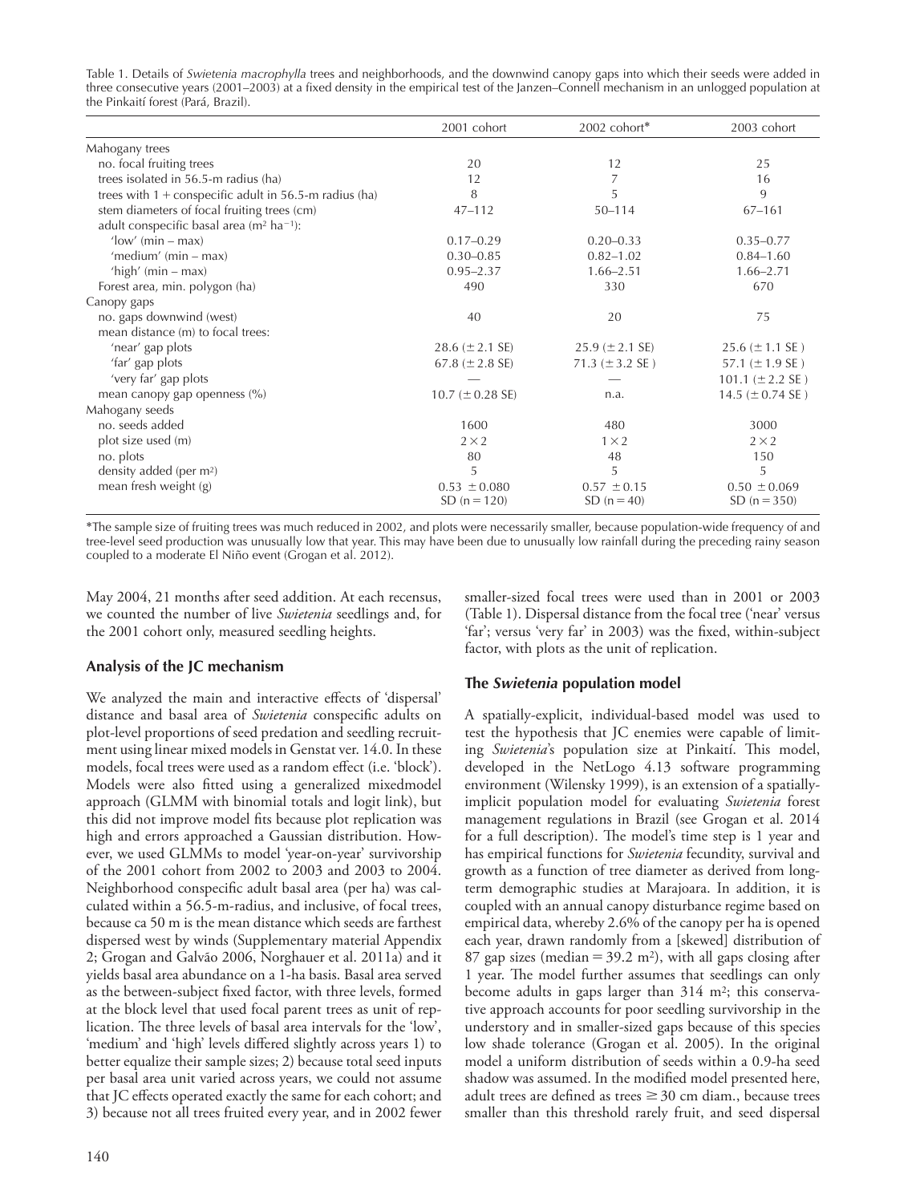Table 1. Details of *Swietenia macrophylla* trees and neighborhoods, and the downwind canopy gaps into which their seeds were added in three consecutive years (2001–2003) at a fixed density in the empirical test of the Janzen–Connell mechanism in an unlogged population at the Pinkaití forest (Pará, Brazil).

| | 2001 cohort | 2002 cohort* | 2003 cohort |
|---|---|---|---|
| Mahogany trees | | | |
| no. focal fruiting trees | 20 | 12 | 25 |
| trees isolated in 56.5-m radius (ha) | 12 | 7 | 16 |
| trees with 1 + conspecific adult in 56.5-m radius (ha) | 8 | 5 | 9 |
| stem diameters of focal fruiting trees (cm) | 47–112 | 50–114 | 67–161 |
| adult conspecific basal area ($m^2$ $ha^{-1}$): | | | |
| 'low' (min – max) | 0.17–0.29 | 0.20–0.33 | 0.35–0.77 |
| 'medium' (min – max) | 0.30–0.85 | 0.82–1.02 | 0.84–1.60 |
| 'high' (min – max) | 0.95–2.37 | 1.66–2.51 | 1.66–2.71 |
| Forest area, min. polygon (ha) | 490 | 330 | 670 |
| Canopy gaps | | | |
| no. gaps downwind (west) | 40 | 20 | 75 |
| mean distance (m) to focal trees: | | | |
| 'near' gap plots | 28.6 (± 2.1 SE) | 25.9 (± 2.1 SE) | 25.6 (± 1.1 SE) |
| 'far' gap plots | 67.8 (± 2.8 SE) | 71.3 (± 3.2 SE) | 57.1 (± 1.9 SE) |
| 'very far' gap plots | — | — | 101.1 (± 2.2 SE) |
| mean canopy gap openness (%) | 10.7 (± 0.28 SE) | n.a. | 14.5 (± 0.74 SE) |
| Mahogany seeds | | | |
| no. seeds added | 1600 | 480 | 3000 |
| plot size used (m) | 2 × 2 | 1 × 2 | 2 × 2 |
| no. plots | 80 | 48 | 150 |
| density added (per $m^2$) | 5 | 5 | 5 |
| mean fresh weight (g) | 0.53 ± 0.080 SD (n = 120) | 0.57 ± 0.15 SD (n = 40) | 0.50 ± 0.069 SD (n = 350) |

*The sample size of fruiting trees was much reduced in 2002, and plots were necessarily smaller, because population-wide frequency of and tree-level seed production was unusually low that year. This may have been due to unusually low rainfall during the preceding rainy season coupled to a moderate El Niño event (Grogan et al. 2012).

May 2004, 21 months after seed addition. At each recensus, we counted the number of live *Swietenia* seedlings and, for the 2001 cohort only, measured seedling heights.

### Analysis of the JC mechanism

We analyzed the main and interactive effects of 'dispersal' distance and basal area of *Swietenia* conspecific adults on plot-level proportions of seed predation and seedling recruitment using linear mixed models in Genstat ver. 14.0. In these models, focal trees were used as a random effect (i.e. 'block'). Models were also fitted using a generalized mixedmodel approach (GLMM with binomial totals and logit link), but this did not improve model fits because plot replication was high and errors approached a Gaussian distribution. However, we used GLMMs to model 'year-on-year' survivorship of the 2001 cohort from 2002 to 2003 and 2003 to 2004. Neighborhood conspecific adult basal area (per ha) was calculated within a 56.5-m-radius, and inclusive, of focal trees, because ca 50 m is the mean distance which seeds are farthest dispersed west by winds (Supplementary material Appendix 2; Grogan and Galvão 2006, Norghauer et al. 2011a) and it yields basal area abundance on a 1-ha basis. Basal area served as the between-subject fixed factor, with three levels, formed at the block level that used focal parent trees as unit of replication. The three levels of basal area intervals for the 'low', 'medium' and 'high' levels differed slightly across years 1) to better equalize their sample sizes; 2) because total seed inputs per basal area unit varied across years, we could not assume that JC effects operated exactly the same for each cohort; and 3) because not all trees fruited every year, and in 2002 fewer smaller-sized focal trees were used than in 2001 or 2003 (Table 1). Dispersal distance from the focal tree ('near' versus 'far'; versus 'very far' in 2003) was the fixed, within-subject factor, with plots as the unit of replication.

### The *Swietenia* population model

A spatially-explicit, individual-based model was used to test the hypothesis that JC enemies were capable of limiting *Swietenia*'s population size at Pinkaití. This model, developed in the NetLogo 4.13 software programming environment (Wilensky 1999), is an extension of a spatially-implicit population model for evaluating *Swietenia* forest management regulations in Brazil (see Grogan et al. 2014 for a full description). The model's time step is 1 year and has empirical functions for *Swietenia* fecundity, survival and growth as a function of tree diameter as derived from long-term demographic studies at Marajoara. In addition, it is coupled with an annual canopy disturbance regime based on empirical data, whereby 2.6% of the canopy per ha is opened each year, drawn randomly from a [skewed] distribution of 87 gap sizes (median = 39.2 $m^2$), with all gaps closing after 1 year. The model further assumes that seedlings can only become adults in gaps larger than 314 $m^2$; this conservative approach accounts for poor seedling survivorship in the understory and in smaller-sized gaps because of this species low shade tolerance (Grogan et al. 2005). In the original model a uniform distribution of seeds within a 0.9-ha seed shadow was assumed. In the modified model presented here, adult trees are defined as trees ≥ 30 cm diam., because trees smaller than this threshold rarely fruit, and seed dispersal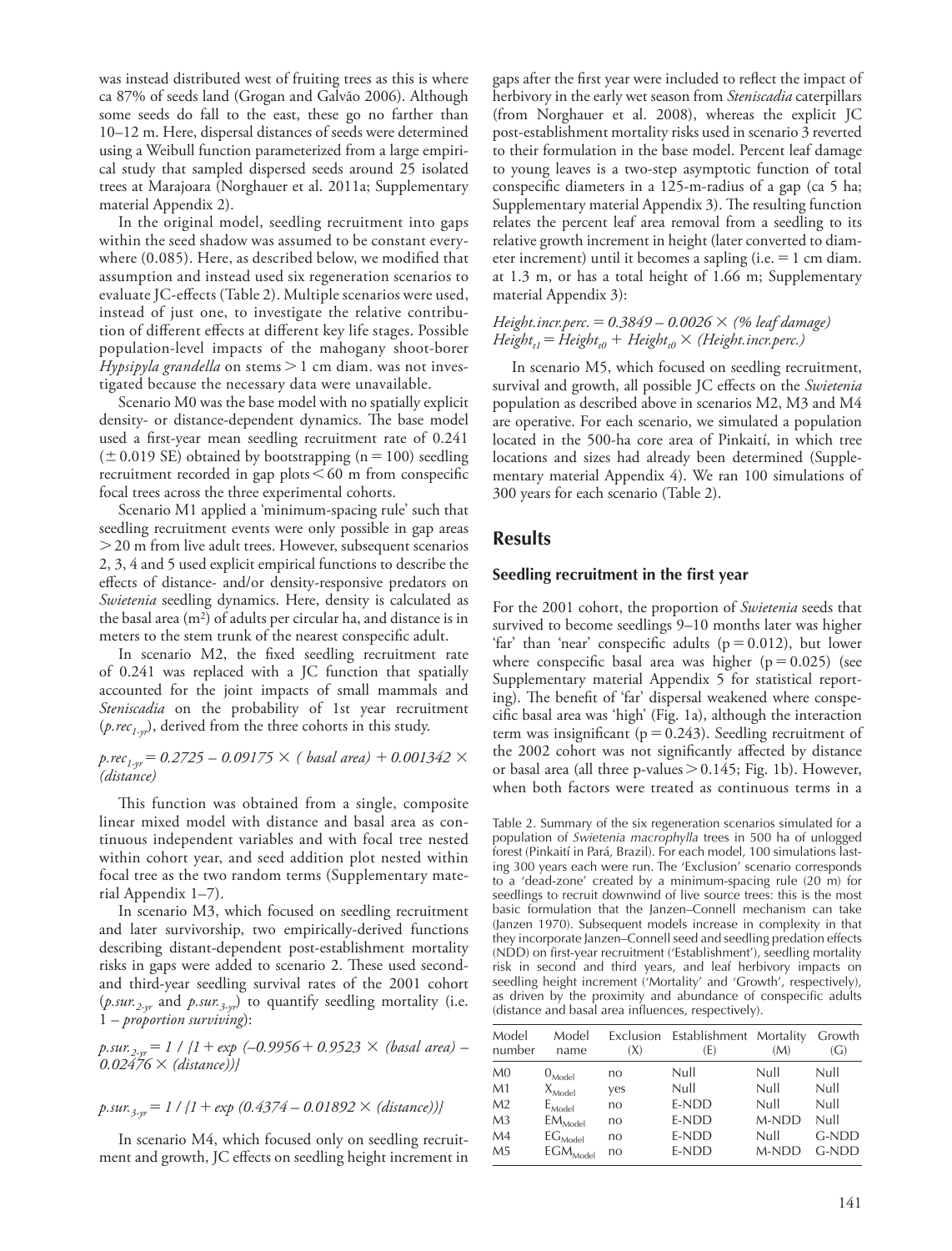was instead distributed west of fruiting trees as this is where ca 87% of seeds land (Grogan and Galvão 2006). Although some seeds do fall to the east, these go no farther than 10–12 m. Here, dispersal distances of seeds were determined using a Weibull function parameterized from a large empirical study that sampled dispersed seeds around 25 isolated trees at Marajoara (Norghauer et al. 2011a; Supplementary material Appendix 2).

In the original model, seedling recruitment into gaps within the seed shadow was assumed to be constant everywhere (0.085). Here, as described below, we modified that assumption and instead used six regeneration scenarios to evaluate JC-effects (Table 2). Multiple scenarios were used, instead of just one, to investigate the relative contribution of different effects at different key life stages. Possible population-level impacts of the mahogany shoot-borer *Hypsipyla grandella* on stems > 1 cm diam. was not investigated because the necessary data were unavailable.

Scenario M0 was the base model with no spatially explicit density- or distance-dependent dynamics. The base model used a first-year mean seedling recruitment rate of 0.241 (± 0.019 SE) obtained by bootstrapping (n = 100) seedling recruitment recorded in gap plots < 60 m from conspecific focal trees across the three experimental cohorts.

Scenario M1 applied a 'minimum-spacing rule' such that seedling recruitment events were only possible in gap areas > 20 m from live adult trees. However, subsequent scenarios 2, 3, 4 and 5 used explicit empirical functions to describe the effects of distance- and/or density-responsive predators on *Swietenia* seedling dynamics. Here, density is calculated as the basal area ($m^2$) of adults per circular ha, and distance is in meters to the stem trunk of the nearest conspecific adult.

In scenario M2, the fixed seedling recruitment rate of 0.241 was replaced with a JC function that spatially accounted for the joint impacts of small mammals and *Steniscadia* on the probability of 1st year recruitment ($p.rec_{1\text{-}yr}$), derived from the three cohorts in this study.

$$p.rec_{1\text{-}yr} = 0.2725 - 0.09175 \times (\text{basal area}) + 0.001342 \times (\text{distance})$$

This function was obtained from a single, composite linear mixed model with distance and basal area as continuous independent variables and with focal tree nested within cohort year, and seed addition plot nested within focal tree as the two random terms (Supplementary material Appendix 1–7).

In scenario M3, which focused on seedling recruitment and later survivorship, two empirically-derived functions describing distant-dependent post-establishment mortality risks in gaps were added to scenario 2. These used second- and third-year seedling survival rates of the 2001 cohort ($p.sur._{2\text{-}yr}$ and $p.sur._{3\text{-}yr}$) to quantify seedling mortality (i.e. 1 – *proportion surviving*):

$$p.sur._{2\text{-}yr} = 1 / \{1 + \exp(-0.9956 + 0.9523 \times (\text{basal area}) - 0.02476 \times (\text{distance}))\}$$

$$p.sur._{3\text{-}yr} = 1 / \{1 + \exp(0.4374 - 0.01892 \times (\text{distance}))\}$$

In scenario M4, which focused only on seedling recruitment and growth, JC effects on seedling height increment in gaps after the first year were included to reflect the impact of herbivory in the early wet season from *Steniscadia* caterpillars (from Norghauer et al. 2008), whereas the explicit JC post-establishment mortality risks used in scenario 3 reverted to their formulation in the base model. Percent leaf damage to young leaves is a two-step asymptotic function of total conspecific diameters in a 125-m-radius of a gap (ca 5 ha; Supplementary material Appendix 3). The resulting function relates the percent leaf area removal from a seedling to its relative growth increment in height (later converted to diameter increment) until it becomes a sapling (i.e. = 1 cm diam. at 1.3 m, or has a total height of 1.66 m; Supplementary material Appendix 3):

$$\text{Height.incr.perc.} = 0.3849 - 0.0026 \times (\%\ \text{leaf damage})$$
$$\text{Height}_{t1} = \text{Height}_{t0} + \text{Height}_{t0} \times (\text{Height.incr.perc.})$$

In scenario M5, which focused on seedling recruitment, survival and growth, all possible JC effects on the *Swietenia* population as described above in scenarios M2, M3 and M4 are operative. For each scenario, we simulated a population located in the 500-ha core area of Pinkaití, in which tree locations and sizes had already been determined (Supplementary material Appendix 4). We ran 100 simulations of 300 years for each scenario (Table 2).

## Results

### Seedling recruitment in the first year

For the 2001 cohort, the proportion of *Swietenia* seeds that survived to become seedlings 9–10 months later was higher 'far' than 'near' conspecific adults ($p = 0.012$), but lower where conspecific basal area was higher ($p = 0.025$) (see Supplementary material Appendix 5 for statistical reporting). The benefit of 'far' dispersal weakened where conspecific basal area was 'high' (Fig. 1a), although the interaction term was insignificant ($p = 0.243$). Seedling recruitment of the 2002 cohort was not significantly affected by distance or basal area (all three p-values > 0.145; Fig. 1b). However, when both factors were treated as continuous terms in a

Table 2. Summary of the six regeneration scenarios simulated for a population of *Swietenia macrophylla* trees in 500 ha of unlogged forest (Pinkaití in Pará, Brazil). For each model, 100 simulations lasting 300 years each were run. The 'Exclusion' scenario corresponds to a 'dead-zone' created by a minimum-spacing rule (20 m) for seedlings to recruit downwind of live source trees: this is the most basic formulation that the Janzen–Connell mechanism can take (Janzen 1970). Subsequent models increase in complexity in that they incorporate Janzen–Connell seed and seedling predation effects (NDD) on first-year recruitment ('Establishment'), seedling mortality risk in second and third years, and leaf herbivory impacts on seedling height increment ('Mortality' and 'Growth', respectively), as driven by the proximity and abundance of conspecific adults (distance and basal area influences, respectively).

| Model number | Model name | Exclusion (X) | Establishment (E) | Mortality (M) | Growth (G) |
|---|---|---|---|---|---|
| M0 | $0_{Model}$ | no | Null | Null | Null |
| M1 | $X_{Model}$ | yes | Null | Null | Null |
| M2 | $E_{Model}$ | no | E-NDD | Null | Null |
| M3 | $EM_{Model}$ | no | E-NDD | M-NDD | Null |
| M4 | $EG_{Model}$ | no | E-NDD | Null | G-NDD |
| M5 | $EGM_{Model}$ | no | E-NDD | M-NDD | G-NDD |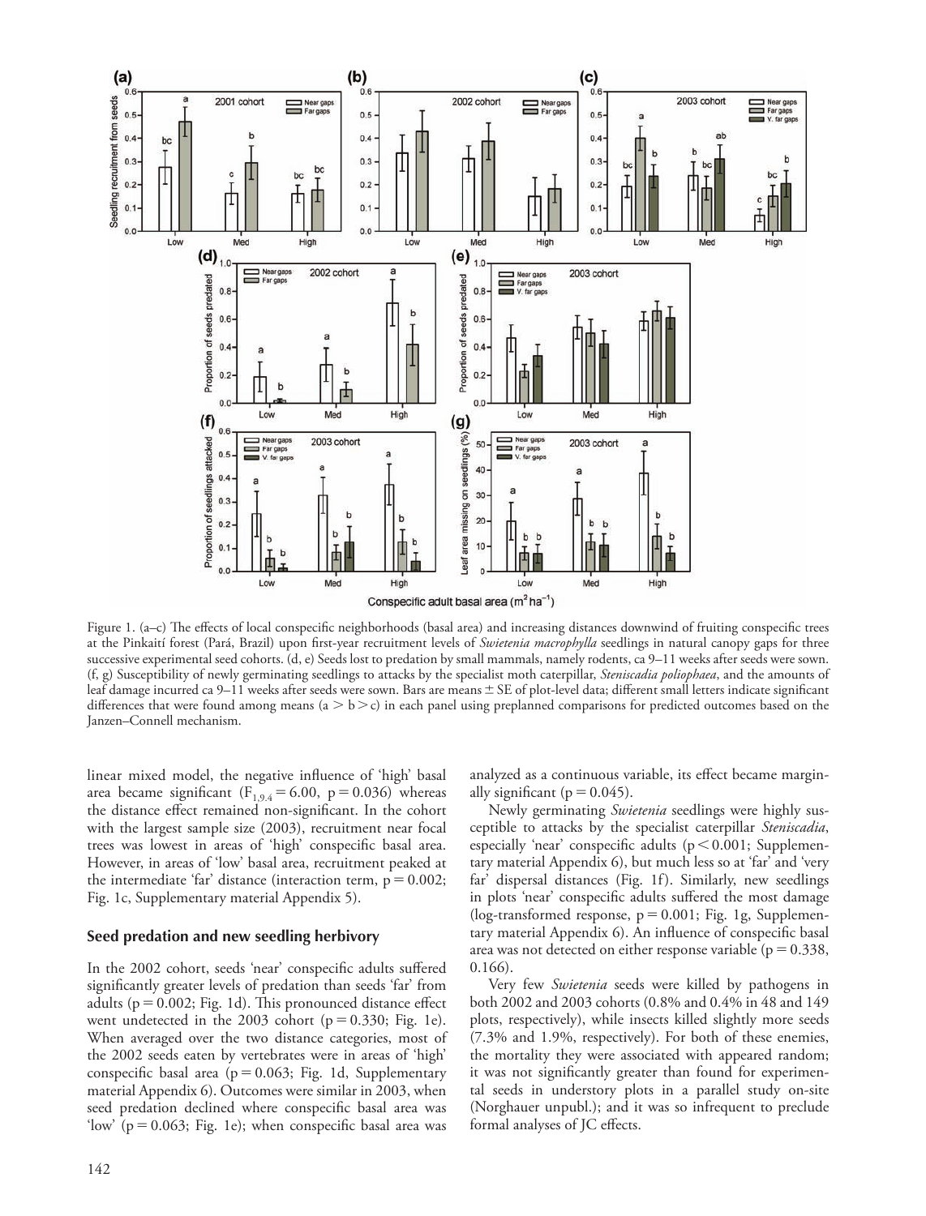Figure 1. (a–c) The effects of local conspecific neighborhoods (basal area) and increasing distances downwind of fruiting conspecific trees at the Pinkaití forest (Pará, Brazil) upon first-year recruitment levels of *Swietenia macrophylla* seedlings in natural canopy gaps for three successive experimental seed cohorts. (d, e) Seeds lost to predation by small mammals, namely rodents, ca 9–11 weeks after seeds were sown. (f, g) Susceptibility of newly germinating seedlings to attacks by the specialist moth caterpillar, *Steniscadia poliophaea*, and the amounts of leaf damage incurred ca 9–11 weeks after seeds were sown. Bars are means ± SE of plot-level data; different small letters indicate significant differences that were found among means (a > b > c) in each panel using preplanned comparisons for predicted outcomes based on the Janzen–Connell mechanism.

linear mixed model, the negative influence of 'high' basal area became significant ($F_{1,9.4} = 6.00$, $p = 0.036$) whereas the distance effect remained non-significant. In the cohort with the largest sample size (2003), recruitment near focal trees was lowest in areas of 'high' conspecific basal area. However, in areas of 'low' basal area, recruitment peaked at the intermediate 'far' distance (interaction term, $p = 0.002$; Fig. 1c, Supplementary material Appendix 5).

### Seed predation and new seedling herbivory

In the 2002 cohort, seeds 'near' conspecific adults suffered significantly greater levels of predation than seeds 'far' from adults ($p = 0.002$; Fig. 1d). This pronounced distance effect went undetected in the 2003 cohort ($p = 0.330$; Fig. 1e). When averaged over the two distance categories, most of the 2002 seeds eaten by vertebrates were in areas of 'high' conspecific basal area ($p = 0.063$; Fig. 1d, Supplementary material Appendix 6). Outcomes were similar in 2003, when seed predation declined where conspecific basal area was 'low' ($p = 0.063$; Fig. 1e); when conspecific basal area was analyzed as a continuous variable, its effect became marginally significant ($p = 0.045$).

Newly germinating *Swietenia* seedlings were highly susceptible to attacks by the specialist caterpillar *Steniscadia*, especially 'near' conspecific adults ($p < 0.001$; Supplementary material Appendix 6), but much less so at 'far' and 'very far' dispersal distances (Fig. 1f). Similarly, new seedlings in plots 'near' conspecific adults suffered the most damage (log-transformed response, $p = 0.001$; Fig. 1g, Supplementary material Appendix 6). An influence of conspecific basal area was not detected on either response variable ($p = 0.338$, 0.166).

Very few *Swietenia* seeds were killed by pathogens in both 2002 and 2003 cohorts (0.8% and 0.4% in 48 and 149 plots, respectively), while insects killed slightly more seeds (7.3% and 1.9%, respectively). For both of these enemies, the mortality they were associated with appeared random; it was not significantly greater than found for experimental seeds in understory plots in a parallel study on-site (Norghauer unpubl.); and it was so infrequent to preclude formal analyses of JC effects.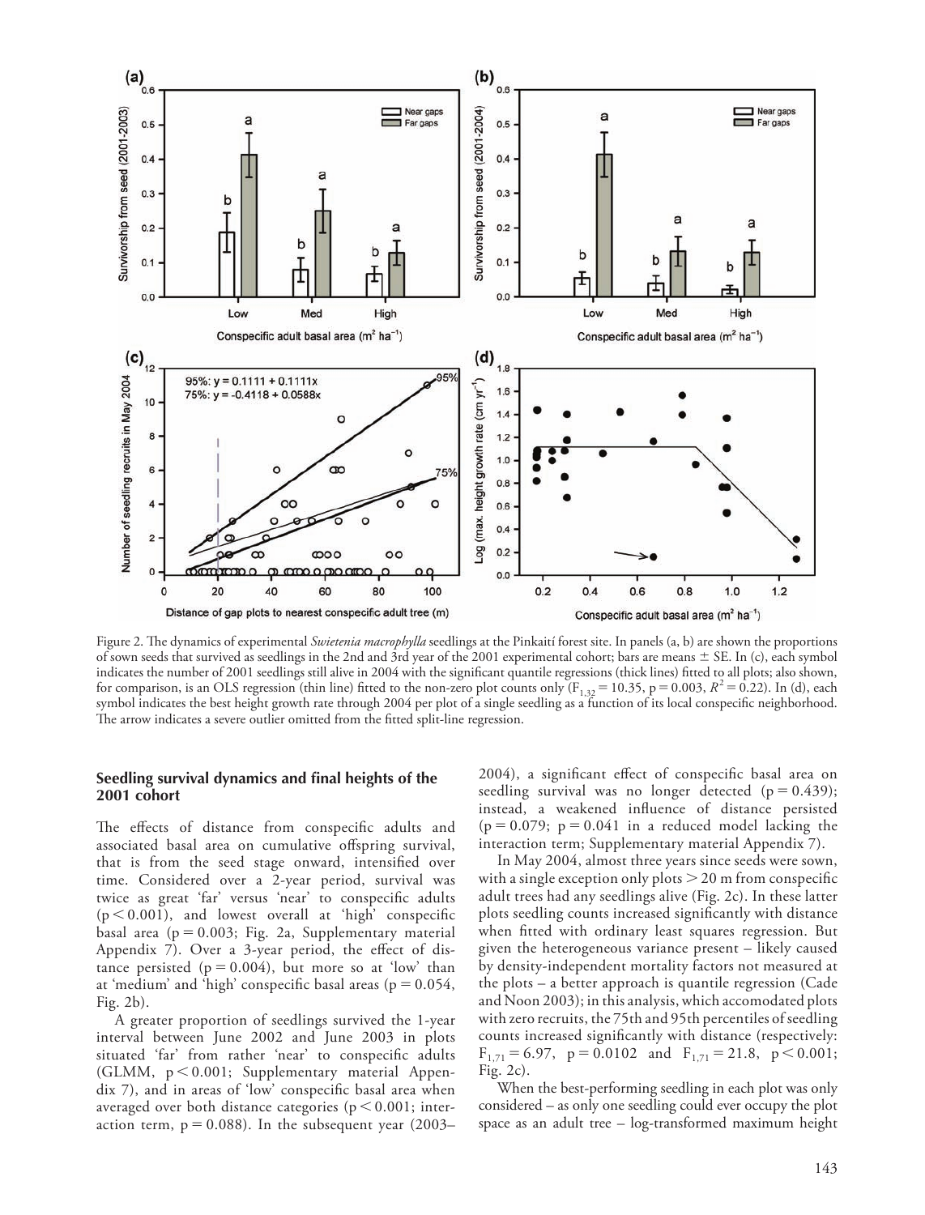Figure 2. The dynamics of experimental *Swietenia macrophylla* seedlings at the Pinkaití forest site. In panels (a, b) are shown the proportions of sown seeds that survived as seedlings in the 2nd and 3rd year of the 2001 experimental cohort; bars are means ± SE. In (c), each symbol indicates the number of 2001 seedlings still alive in 2004 with the significant quantile regressions (thick lines) fitted to all plots; also shown, for comparison, is an OLS regression (thin line) fitted to the non-zero plot counts only ($F_{1,32} = 10.35$, $p = 0.003$, $R^2 = 0.22$). In (d), each symbol indicates the best height growth rate through 2004 per plot of a single seedling as a function of its local conspecific neighborhood. The arrow indicates a severe outlier omitted from the fitted split-line regression.

### Seedling survival dynamics and final heights of the 2001 cohort

The effects of distance from conspecific adults and associated basal area on cumulative offspring survival, that is from the seed stage onward, intensified over time. Considered over a 2-year period, survival was twice as great 'far' versus 'near' to conspecific adults ($p < 0.001$), and lowest overall at 'high' conspecific basal area ($p = 0.003$; Fig. 2a, Supplementary material Appendix 7). Over a 3-year period, the effect of distance persisted ($p = 0.004$), but more so at 'low' than at 'medium' and 'high' conspecific basal areas ($p = 0.054$, Fig. 2b).

A greater proportion of seedlings survived the 1-year interval between June 2002 and June 2003 in plots situated 'far' from rather 'near' to conspecific adults (GLMM, $p < 0.001$; Supplementary material Appendix 7), and in areas of 'low' conspecific basal area when averaged over both distance categories ($p < 0.001$; interaction term, $p = 0.088$). In the subsequent year (2003–2004), a significant effect of conspecific basal area on seedling survival was no longer detected ($p = 0.439$); instead, a weakened influence of distance persisted ($p = 0.079$; $p = 0.041$ in a reduced model lacking the interaction term; Supplementary material Appendix 7).

In May 2004, almost three years since seeds were sown, with a single exception only plots > 20 m from conspecific adult trees had any seedlings alive (Fig. 2c). In these latter plots seedling counts increased significantly with distance when fitted with ordinary least squares regression. But given the heterogeneous variance present – likely caused by density-independent mortality factors not measured at the plots – a better approach is quantile regression (Cade and Noon 2003); in this analysis, which accomodated plots with zero recruits, the 75th and 95th percentiles of seedling counts increased significantly with distance (respectively: $F_{1,71} = 6.97$, $p = 0.0102$ and $F_{1,71} = 21.8$, $p < 0.001$; Fig. 2c).

When the best-performing seedling in each plot was only considered – as only one seedling could ever occupy the plot space as an adult tree – log-transformed maximum height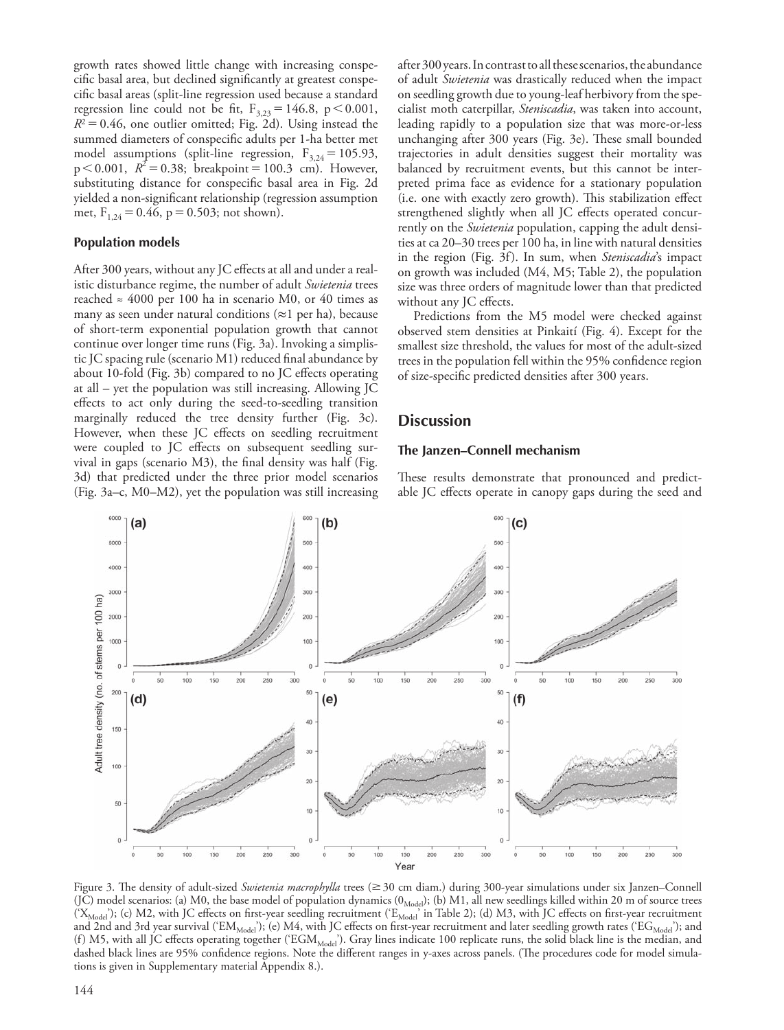growth rates showed little change with increasing conspecific basal area, but declined significantly at greatest conspecific basal areas (split-line regression used because a standard regression line could not be fit, $F_{3,23} = 146.8$, $p < 0.001$, $R^2 = 0.46$, one outlier omitted; Fig. 2d). Using instead the summed diameters of conspecific adults per 1-ha better met model assumptions (split-line regression, $F_{3,24} = 105.93$, $p < 0.001$, $R^2 = 0.38$; breakpoint = 100.3 cm). However, substituting distance for conspecific basal area in Fig. 2d yielded a non-significant relationship (regression assumption met, $F_{1,24} = 0.46$, $p = 0.503$; not shown).

### Population models

After 300 years, without any JC effects at all and under a realistic disturbance regime, the number of adult *Swietenia* trees reached ≈ 4000 per 100 ha in scenario M0, or 40 times as many as seen under natural conditions (≈1 per ha), because of short-term exponential population growth that cannot continue over longer time runs (Fig. 3a). Invoking a simplistic JC spacing rule (scenario M1) reduced final abundance by about 10-fold (Fig. 3b) compared to no JC effects operating at all – yet the population was still increasing. Allowing JC effects to act only during the seed-to-seedling transition marginally reduced the tree density further (Fig. 3c). However, when these JC effects on seedling recruitment were coupled to JC effects on subsequent seedling survival in gaps (scenario M3), the final density was half (Fig. 3d) that predicted under the three prior model scenarios (Fig. 3a–c, M0–M2), yet the population was still increasing after 300 years. In contrast to all these scenarios, the abundance of adult *Swietenia* was drastically reduced when the impact on seedling growth due to young-leaf herbivory from the specialist moth caterpillar, *Steniscadia*, was taken into account, leading rapidly to a population size that was more-or-less unchanging after 300 years (Fig. 3e). These small bounded trajectories in adult densities suggest their mortality was balanced by recruitment events, but this cannot be interpreted prima face as evidence for a stationary population (i.e. one with exactly zero growth). This stabilization effect strengthened slightly when all JC effects operated concurrently on the *Swietenia* population, capping the adult densities at ca 20–30 trees per 100 ha, in line with natural densities in the region (Fig. 3f). In sum, when *Steniscadia*'s impact on growth was included (M4, M5; Table 2), the population size was three orders of magnitude lower than that predicted without any JC effects.

Predictions from the M5 model were checked against observed stem densities at Pinkaití (Fig. 4). Except for the smallest size threshold, the values for most of the adult-sized trees in the population fell within the 95% confidence region of size-specific predicted densities after 300 years.

## Discussion

### The Janzen–Connell mechanism

These results demonstrate that pronounced and predictable JC effects operate in canopy gaps during the seed and

Figure 3. The density of adult-sized *Swietenia macrophylla* trees (≥ 30 cm diam.) during 300-year simulations under six Janzen–Connell (JC) model scenarios: (a) M0, the base model of population dynamics ($0_{Model}$); (b) M1, all new seedlings killed within 20 m of source trees ('$X_{Model}$'); (c) M2, with JC effects on first-year seedling recruitment ('$E_{Model}$' in Table 2); (d) M3, with JC effects on first-year recruitment and 2nd and 3rd year survival ('$EM_{Model}$'); (e) M4, with JC effects on first-year recruitment and later seedling growth rates ('$EG_{Model}$'); and (f) M5, with all JC effects operating together ('$EGM_{Model}$'). Gray lines indicate 100 replicate runs, the solid black line is the median, and dashed black lines are 95% confidence regions. Note the different ranges in y-axes across panels. (The procedures code for model simulations is given in Supplementary material Appendix 8.).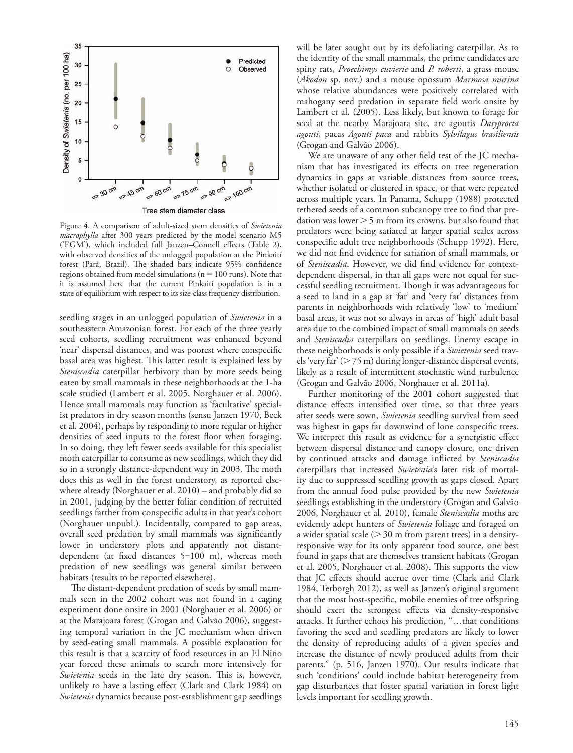Figure 4. A comparison of adult-sized stem densities of *Swietenia macrophylla* after 300 years predicted by the model scenario M5 ('EGM'), which included full Janzen–Connell effects (Table 2), with observed densities of the unlogged population at the Pinkaití forest (Pará, Brazil). The shaded bars indicate 95% confidence regions obtained from model simulations (n = 100 runs). Note that it is assumed here that the current Pinkaití population is in a state of equilibrium with respect to its size-class frequency distribution.

seedling stages in an unlogged population of *Swietenia* in a southeastern Amazonian forest. For each of the three yearly seed cohorts, seedling recruitment was enhanced beyond 'near' dispersal distances, and was poorest where conspecific basal area was highest. This latter result is explained less by *Steniscadia* caterpillar herbivory than by more seeds being eaten by small mammals in these neighborhoods at the 1-ha scale studied (Lambert et al. 2005, Norghauer et al. 2006). Hence small mammals may function as 'facultative' specialist predators in dry season months (sensu Janzen 1970, Beck et al. 2004), perhaps by responding to more regular or higher densities of seed inputs to the forest floor when foraging. In so doing, they left fewer seeds available for this specialist moth caterpillar to consume as new seedlings, which they did so in a strongly distance-dependent way in 2003. The moth does this as well in the forest understory, as reported elsewhere already (Norghauer et al. 2010) – and probably did so in 2001, judging by the better foliar condition of recruited seedlings farther from conspecific adults in that year's cohort (Norghauer unpubl.). Incidentally, compared to gap areas, overall seed predation by small mammals was significantly lower in understory plots and apparently not distant-dependent (at fixed distances 5–100 m), whereas moth predation of new seedlings was general similar between habitats (results to be reported elsewhere).

The distant-dependent predation of seeds by small mammals seen in the 2002 cohort was not found in a caging experiment done onsite in 2001 (Norghauer et al. 2006) or at the Marajoara forest (Grogan and Galvão 2006), suggesting temporal variation in the JC mechanism when driven by seed-eating small mammals. A possible explanation for this result is that a scarcity of food resources in an El Niño year forced these animals to search more intensively for *Swietenia* seeds in the late dry season. This is, however, unlikely to have a lasting effect (Clark and Clark 1984) on *Swietenia* dynamics because post-establishment gap seedlings will be later sought out by its defoliating caterpillar. As to the identity of the small mammals, the prime candidates are spiny rats, *Proechimys cuvierie* and *P. roberti*, a grass mouse (*Akodon* sp. nov.) and a mouse opossum *Marmosa murina* whose relative abundances were positively correlated with mahogany seed predation in separate field work onsite by Lambert et al. (2005). Less likely, but known to forage for seed at the nearby Marajoara site, are agoutis *Dasyprocta agouti*, pacas *Agouti paca* and rabbits *Sylvilagus brasiliensis* (Grogan and Galvão 2006).

We are unaware of any other field test of the JC mechanism that has investigated its effects on tree regeneration dynamics in gaps at variable distances from source trees, whether isolated or clustered in space, or that were repeated across multiple years. In Panama, Schupp (1988) protected tethered seeds of a common subcanopy tree to find that predation was lower > 5 m from its crowns, but also found that predators were being satiated at larger spatial scales across conspecific adult tree neighborhoods (Schupp 1992). Here, we did not find evidence for satiation of small mammals, or of *Steniscadia*. However, we did find evidence for context-dependent dispersal, in that all gaps were not equal for successful seedling recruitment. Though it was advantageous for a seed to land in a gap at 'far' and 'very far' distances from parents in neighborhoods with relatively 'low' to 'medium' basal areas, it was not so always in areas of 'high' adult basal area due to the combined impact of small mammals on seeds and *Steniscadia* caterpillars on seedlings. Enemy escape in these neighborhoods is only possible if a *Swietenia* seed travels 'very far' (> 75 m) during longer-distance dispersal events, likely as a result of intermittent stochastic wind turbulence (Grogan and Galvão 2006, Norghauer et al. 2011a).

Further monitoring of the 2001 cohort suggested that distance effects intensified over time, so that three years after seeds were sown, *Swietenia* seedling survival from seed was highest in gaps far downwind of lone conspecific trees. We interpret this result as evidence for a synergistic effect between dispersal distance and canopy closure, one driven by continued attacks and damage inflicted by *Steniscadia* caterpillars that increased *Swietenia*'s later risk of mortality due to suppressed seedling growth as gaps closed. Apart from the annual food pulse provided by the new *Swietenia* seedlings establishing in the understory (Grogan and Galvão 2006, Norghauer et al. 2010), female *Steniscadia* moths are evidently adept hunters of *Swietenia* foliage and foraged on a wider spatial scale (> 30 m from parent trees) in a density-responsive way for its only apparent food source, one best found in gaps that are themselves transient habitats (Grogan et al. 2005, Norghauer et al. 2008). This supports the view that JC effects should accrue over time (Clark and Clark 1984, Terborgh 2012), as well as Janzen's original argument that the most host-specific, mobile enemies of tree offspring should exert the strongest effects via density-responsive attacks. It further echoes his prediction, "…that conditions favoring the seed and seedling predators are likely to lower the density of reproducing adults of a given species and increase the distance of newly produced adults from their parents." (p. 516, Janzen 1970). Our results indicate that such 'conditions' could include habitat heterogeneity from gap disturbances that foster spatial variation in forest light levels important for seedling growth.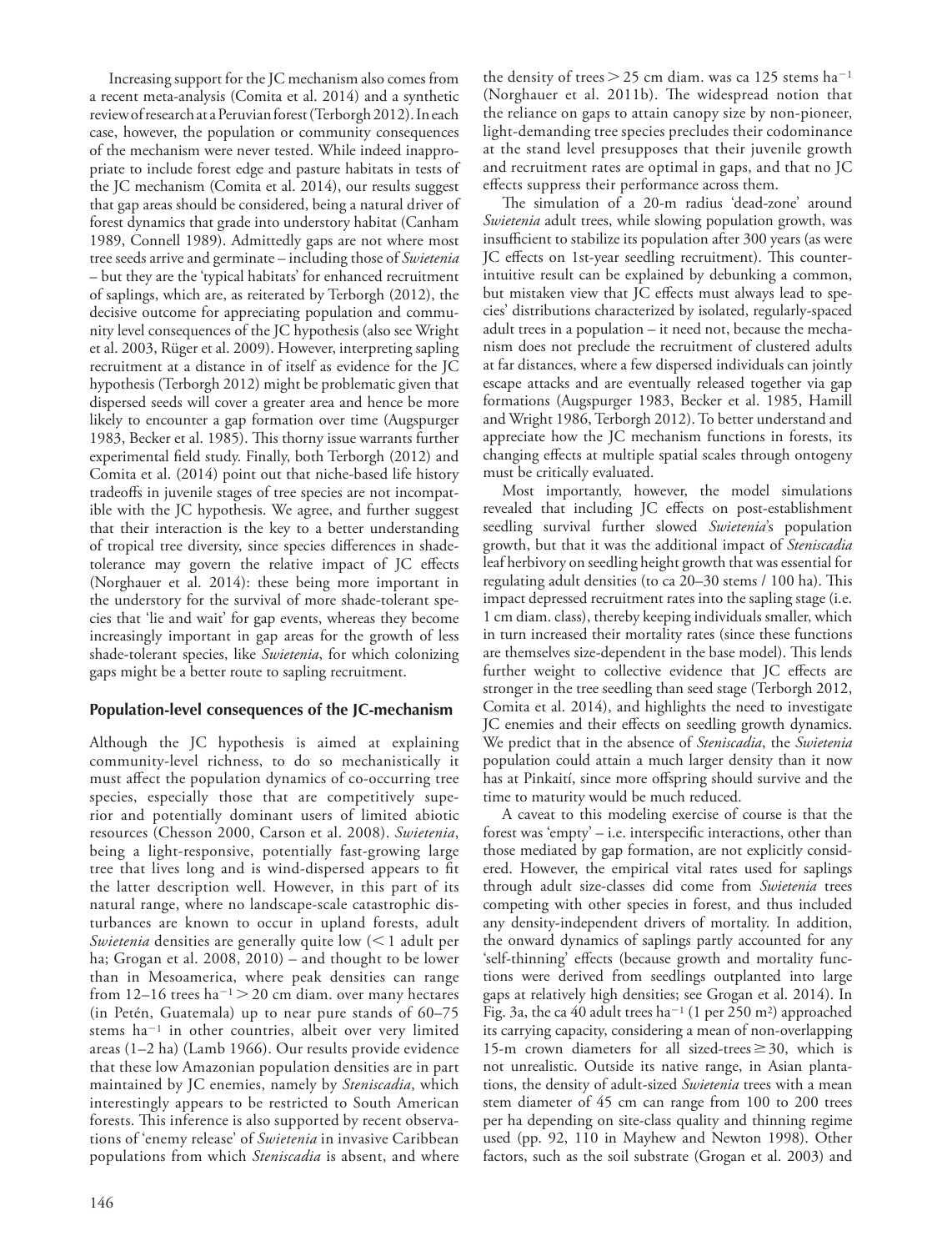Increasing support for the JC mechanism also comes from a recent meta-analysis (Comita et al. 2014) and a synthetic review of research at a Peruvian forest (Terborgh 2012). In each case, however, the population or community consequences of the mechanism were never tested. While indeed inappropriate to include forest edge and pasture habitats in tests of the JC mechanism (Comita et al. 2014), our results suggest that gap areas should be considered, being a natural driver of forest dynamics that grade into understory habitat (Canham 1989, Connell 1989). Admittedly gaps are not where most tree seeds arrive and germinate – including those of *Swietenia* – but they are the 'typical habitats' for enhanced recruitment of saplings, which are, as reiterated by Terborgh (2012), the decisive outcome for appreciating population and community level consequences of the JC hypothesis (also see Wright et al. 2003, Rüger et al. 2009). However, interpreting sapling recruitment at a distance in of itself as evidence for the JC hypothesis (Terborgh 2012) might be problematic given that dispersed seeds will cover a greater area and hence be more likely to encounter a gap formation over time (Augspurger 1983, Becker et al. 1985). This thorny issue warrants further experimental field study. Finally, both Terborgh (2012) and Comita et al. (2014) point out that niche-based life history tradeoffs in juvenile stages of tree species are not incompatible with the JC hypothesis. We agree, and further suggest that their interaction is the key to a better understanding of tropical tree diversity, since species differences in shade-tolerance may govern the relative impact of JC effects (Norghauer et al. 2014): these being more important in the understory for the survival of more shade-tolerant species that 'lie and wait' for gap events, whereas they become increasingly important in gap areas for the growth of less shade-tolerant species, like *Swietenia*, for which colonizing gaps might be a better route to sapling recruitment.

## Population-level consequences of the JC-mechanism

Although the JC hypothesis is aimed at explaining community-level richness, to do so mechanistically it must affect the population dynamics of co-occurring tree species, especially those that are competitively superior and potentially dominant users of limited abiotic resources (Chesson 2000, Carson et al. 2008). *Swietenia*, being a light-responsive, potentially fast-growing large tree that lives long and is wind-dispersed appears to fit the latter description well. However, in this part of its natural range, where no landscape-scale catastrophic disturbances are known to occur in upland forests, adult *Swietenia* densities are generally quite low ($<1$ adult per ha; Grogan et al. 2008, 2010) – and thought to be lower than in Mesoamerica, where peak densities can range from 12–16 trees ha$^{-1}$ $>20$ cm diam. over many hectares (in Petén, Guatemala) up to near pure stands of 60–75 stems ha$^{-1}$ in other countries, albeit over very limited areas (1–2 ha) (Lamb 1966). Our results provide evidence that these low Amazonian population densities are in part maintained by JC enemies, namely by *Steniscadia*, which interestingly appears to be restricted to South American forests. This inference is also supported by recent observations of 'enemy release' of *Swietenia* in invasive Caribbean populations from which *Steniscadia* is absent, and where the density of trees $>25$ cm diam. was ca 125 stems ha$^{-1}$ (Norghauer et al. 2011b). The widespread notion that the reliance on gaps to attain canopy size by non-pioneer, light-demanding tree species precludes their codominance at the stand level presupposes that their juvenile growth and recruitment rates are optimal in gaps, and that no JC effects suppress their performance across them.

The simulation of a 20-m radius 'dead-zone' around *Swietenia* adult trees, while slowing population growth, was insufficient to stabilize its population after 300 years (as were JC effects on 1st-year seedling recruitment). This counter-intuitive result can be explained by debunking a common, but mistaken view that JC effects must always lead to species' distributions characterized by isolated, regularly-spaced adult trees in a population – it need not, because the mechanism does not preclude the recruitment of clustered adults at far distances, where a few dispersed individuals can jointly escape attacks and are eventually released together via gap formations (Augspurger 1983, Becker et al. 1985, Hamill and Wright 1986, Terborgh 2012). To better understand and appreciate how the JC mechanism functions in forests, its changing effects at multiple spatial scales through ontogeny must be critically evaluated.

Most importantly, however, the model simulations revealed that including JC effects on post-establishment seedling survival further slowed *Swietenia*'s population growth, but that it was the additional impact of *Steniscadia* leaf herbivory on seedling height growth that was essential for regulating adult densities (to ca 20–30 stems / 100 ha). This impact depressed recruitment rates into the sapling stage (i.e. 1 cm diam. class), thereby keeping individuals smaller, which in turn increased their mortality rates (since these functions are themselves size-dependent in the base model). This lends further weight to collective evidence that JC effects are stronger in the tree seedling than seed stage (Terborgh 2012, Comita et al. 2014), and highlights the need to investigate JC enemies and their effects on seedling growth dynamics. We predict that in the absence of *Steniscadia*, the *Swietenia* population could attain a much larger density than it now has at Pinkaití, since more offspring should survive and the time to maturity would be much reduced.

A caveat to this modeling exercise of course is that the forest was 'empty' – i.e. interspecific interactions, other than those mediated by gap formation, are not explicitly considered. However, the empirical vital rates used for saplings through adult size-classes did come from *Swietenia* trees competing with other species in forest, and thus included any density-independent drivers of mortality. In addition, the onward dynamics of saplings partly accounted for any 'self-thinning' effects (because growth and mortality functions were derived from seedlings outplanted into large gaps at relatively high densities; see Grogan et al. 2014). In Fig. 3a, the ca 40 adult trees ha$^{-1}$ (1 per 250 m$^2$) approached its carrying capacity, considering a mean of non-overlapping 15-m crown diameters for all sized-trees $\geq 30$, which is not unrealistic. Outside its native range, in Asian plantations, the density of adult-sized *Swietenia* trees with a mean stem diameter of 45 cm can range from 100 to 200 trees per ha depending on site-class quality and thinning regime used (pp. 92, 110 in Mayhew and Newton 1998). Other factors, such as the soil substrate (Grogan et al. 2003) and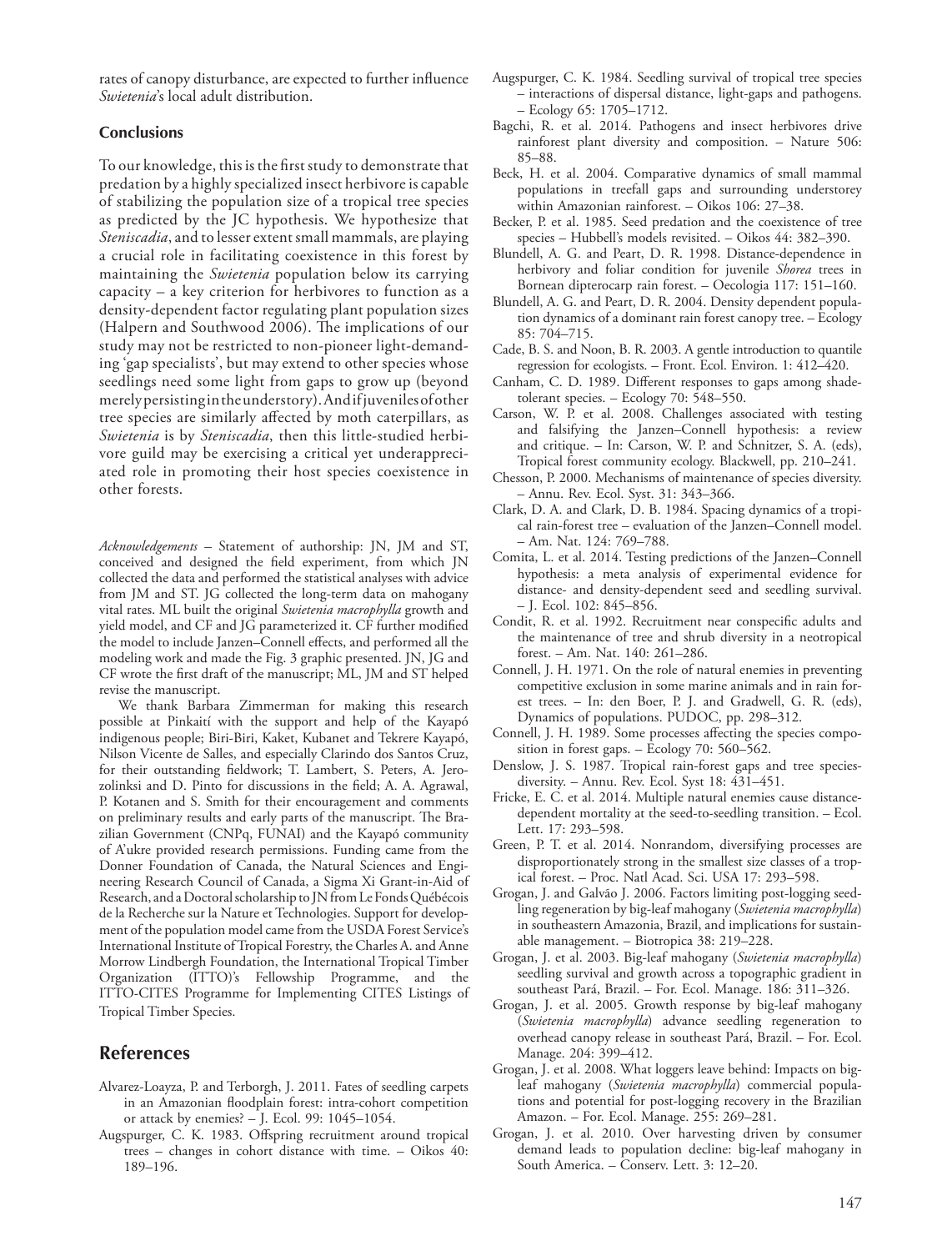rates of canopy disturbance, are expected to further influence *Swietenia*'s local adult distribution.

## Conclusions

To our knowledge, this is the first study to demonstrate that predation by a highly specialized insect herbivore is capable of stabilizing the population size of a tropical tree species as predicted by the JC hypothesis. We hypothesize that *Steniscadia*, and to lesser extent small mammals, are playing a crucial role in facilitating coexistence in this forest by maintaining the *Swietenia* population below its carrying capacity – a key criterion for herbivores to function as a density-dependent factor regulating plant population sizes (Halpern and Southwood 2006). The implications of our study may not be restricted to non-pioneer light-demanding 'gap specialists', but may extend to other species whose seedlings need some light from gaps to grow up (beyond merely persisting in the understory). And if juveniles of other tree species are similarly affected by moth caterpillars, as *Swietenia* is by *Steniscadia*, then this little-studied herbivore guild may be exercising a critical yet underappreciated role in promoting their host species coexistence in other forests.

*Acknowledgements* – Statement of authorship: JN, JM and ST, conceived and designed the field experiment, from which JN collected the data and performed the statistical analyses with advice from JM and ST. JG collected the long-term data on mahogany vital rates. ML built the original *Swietenia macrophylla* growth and yield model, and CF and JG parameterized it. CF further modified the model to include Janzen–Connell effects, and performed all the modeling work and made the Fig. 3 graphic presented. JN, JG and CF wrote the first draft of the manuscript; ML, JM and ST helped revise the manuscript.

We thank Barbara Zimmerman for making this research possible at Pinkaití with the support and help of the Kayapó indigenous people; Biri-Biri, Kaket, Kubanet and Tekrere Kayapó, Nilson Vicente de Salles, and especially Clarindo dos Santos Cruz, for their outstanding fieldwork; T. Lambert, S. Peters, A. Jerozolinksi and D. Pinto for discussions in the field; A. A. Agrawal, P. Kotanen and S. Smith for their encouragement and comments on preliminary results and early parts of the manuscript. The Brazilian Government (CNPq, FUNAI) and the Kayapó community of A'ukre provided research permissions. Funding came from the Donner Foundation of Canada, the Natural Sciences and Engineering Research Council of Canada, a Sigma Xi Grant-in-Aid of Research, and a Doctoral scholarship to JN from Le Fonds Québécois de la Recherche sur la Nature et Technologies. Support for development of the population model came from the USDA Forest Service's International Institute of Tropical Forestry, the Charles A. and Anne Morrow Lindbergh Foundation, the International Tropical Timber Organization (ITTO)'s Fellowship Programme, and the ITTO-CITES Programme for Implementing CITES Listings of Tropical Timber Species.

## References

Alvarez-Loayza, P. and Terborgh, J. 2011. Fates of seedling carpets in an Amazonian floodplain forest: intra-cohort competition or attack by enemies? – J. Ecol. 99: 1045–1054.

Augspurger, C. K. 1983. Offspring recruitment around tropical trees – changes in cohort distance with time. – Oikos 40: 189–196.

Augspurger, C. K. 1984. Seedling survival of tropical tree species – interactions of dispersal distance, light-gaps and pathogens. – Ecology 65: 1705–1712.

Bagchi, R. et al. 2014. Pathogens and insect herbivores drive rainforest plant diversity and composition. – Nature 506: 85–88.

Beck, H. et al. 2004. Comparative dynamics of small mammal populations in treefall gaps and surrounding understorey within Amazonian rainforest. – Oikos 106: 27–38.

Becker, P. et al. 1985. Seed predation and the coexistence of tree species – Hubbell's models revisited. – Oikos 44: 382–390.

Blundell, A. G. and Peart, D. R. 1998. Distance-dependence in herbivory and foliar condition for juvenile *Shorea* trees in Bornean dipterocarp rain forest. – Oecologia 117: 151–160.

Blundell, A. G. and Peart, D. R. 2004. Density dependent population dynamics of a dominant rain forest canopy tree. – Ecology 85: 704–715.

Cade, B. S. and Noon, B. R. 2003. A gentle introduction to quantile regression for ecologists. – Front. Ecol. Environ. 1: 412–420.

Canham, C. D. 1989. Different responses to gaps among shade-tolerant species. – Ecology 70: 548–550.

Carson, W. P. et al. 2008. Challenges associated with testing and falsifying the Janzen–Connell hypothesis: a review and critique. – In: Carson, W. P. and Schnitzer, S. A. (eds), Tropical forest community ecology. Blackwell, pp. 210–241.

Chesson, P. 2000. Mechanisms of maintenance of species diversity. – Annu. Rev. Ecol. Syst. 31: 343–366.

Clark, D. A. and Clark, D. B. 1984. Spacing dynamics of a tropical rain-forest tree – evaluation of the Janzen–Connell model. – Am. Nat. 124: 769–788.

Comita, L. et al. 2014. Testing predictions of the Janzen–Connell hypothesis: a meta analysis of experimental evidence for distance- and density-dependent seed and seedling survival. – J. Ecol. 102: 845–856.

Condit, R. et al. 1992. Recruitment near conspecific adults and the maintenance of tree and shrub diversity in a neotropical forest. – Am. Nat. 140: 261–286.

Connell, J. H. 1971. On the role of natural enemies in preventing competitive exclusion in some marine animals and in rain forest trees. – In: den Boer, P. J. and Gradwell, G. R. (eds), Dynamics of populations. PUDOC, pp. 298–312.

Connell, J. H. 1989. Some processes affecting the species composition in forest gaps. – Ecology 70: 560–562.

Denslow, J. S. 1987. Tropical rain-forest gaps and tree species-diversity. – Annu. Rev. Ecol. Syst 18: 431–451.

Fricke, E. C. et al. 2014. Multiple natural enemies cause distance-dependent mortality at the seed-to-seedling transition. – Ecol. Lett. 17: 293–598.

Green, P. T. et al. 2014. Nonrandom, diversifying processes are disproportionately strong in the smallest size classes of a tropical forest. – Proc. Natl Acad. Sci. USA 17: 293–598.

Grogan, J. and Galvão J. 2006. Factors limiting post-logging seedling regeneration by big-leaf mahogany (*Swietenia macrophylla*) in southeastern Amazonia, Brazil, and implications for sustainable management. – Biotropica 38: 219–228.

Grogan, J. et al. 2003. Big-leaf mahogany (*Swietenia macrophylla*) seedling survival and growth across a topographic gradient in southeast Pará, Brazil. – For. Ecol. Manage. 186: 311–326.

Grogan, J. et al. 2005. Growth response by big-leaf mahogany (*Swietenia macrophylla*) advance seedling regeneration to overhead canopy release in southeast Pará, Brazil. – For. Ecol. Manage. 204: 399–412.

Grogan, J. et al. 2008. What loggers leave behind: Impacts on big-leaf mahogany (*Swietenia macrophylla*) commercial populations and potential for post-logging recovery in the Brazilian Amazon. – For. Ecol. Manage. 255: 269–281.

Grogan, J. et al. 2010. Over harvesting driven by consumer demand leads to population decline: big-leaf mahogany in South America. – Conserv. Lett. 3: 12–20.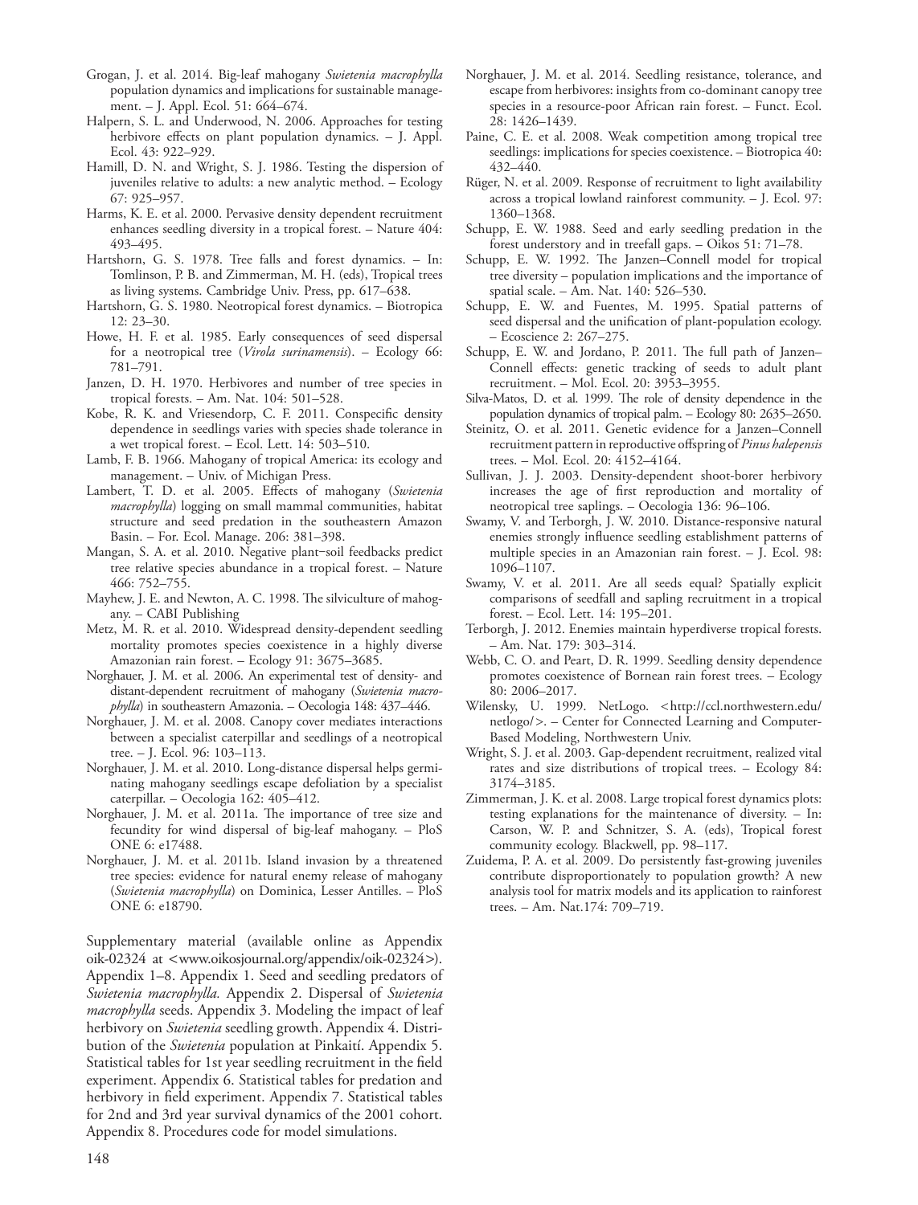Grogan, J. et al. 2014. Big-leaf mahogany *Swietenia macrophylla* population dynamics and implications for sustainable management. – J. Appl. Ecol. 51: 664–674.

Halpern, S. L. and Underwood, N. 2006. Approaches for testing herbivore effects on plant population dynamics. – J. Appl. Ecol. 43: 922–929.

Hamill, D. N. and Wright, S. J. 1986. Testing the dispersion of juveniles relative to adults: a new analytic method. – Ecology 67: 925–957.

Harms, K. E. et al. 2000. Pervasive density dependent recruitment enhances seedling diversity in a tropical forest. – Nature 404: 493–495.

Hartshorn, G. S. 1978. Tree falls and forest dynamics. – In: Tomlinson, P. B. and Zimmerman, M. H. (eds), Tropical trees as living systems. Cambridge Univ. Press, pp. 617–638.

Hartshorn, G. S. 1980. Neotropical forest dynamics. – Biotropica 12: 23–30.

Howe, H. F. et al. 1985. Early consequences of seed dispersal for a neotropical tree (*Virola surinamensis*). – Ecology 66: 781–791.

Janzen, D. H. 1970. Herbivores and number of tree species in tropical forests. – Am. Nat. 104: 501–528.

Kobe, R. K. and Vriesendorp, C. F. 2011. Conspecific density dependence in seedlings varies with species shade tolerance in a wet tropical forest. – Ecol. Lett. 14: 503–510.

Lamb, F. B. 1966. Mahogany of tropical America: its ecology and management. – Univ. of Michigan Press.

Lambert, T. D. et al. 2005. Effects of mahogany (*Swietenia macrophylla*) logging on small mammal communities, habitat structure and seed predation in the southeastern Amazon Basin. – For. Ecol. Manage. 206: 381–398.

Mangan, S. A. et al. 2010. Negative plant–soil feedbacks predict tree relative species abundance in a tropical forest. – Nature 466: 752–755.

Mayhew, J. E. and Newton, A. C. 1998. The silviculture of mahogany. – CABI Publishing

Metz, M. R. et al. 2010. Widespread density-dependent seedling mortality promotes species coexistence in a highly diverse Amazonian rain forest. – Ecology 91: 3675–3685.

Norghauer, J. M. et al. 2006. An experimental test of density- and distant-dependent recruitment of mahogany (*Swietenia macrophylla*) in southeastern Amazonia. – Oecologia 148: 437–446.

Norghauer, J. M. et al. 2008. Canopy cover mediates interactions between a specialist caterpillar and seedlings of a neotropical tree. – J. Ecol. 96: 103–113.

Norghauer, J. M. et al. 2010. Long-distance dispersal helps germinating mahogany seedlings escape defoliation by a specialist caterpillar. – Oecologia 162: 405–412.

Norghauer, J. M. et al. 2011a. The importance of tree size and fecundity for wind dispersal of big-leaf mahogany. – PloS ONE 6: e17488.

Norghauer, J. M. et al. 2011b. Island invasion by a threatened tree species: evidence for natural enemy release of mahogany (*Swietenia macrophylla*) on Dominica, Lesser Antilles. – PloS ONE 6: e18790.

Norghauer, J. M. et al. 2014. Seedling resistance, tolerance, and escape from herbivores: insights from co-dominant canopy tree species in a resource-poor African rain forest. – Funct. Ecol. 28: 1426–1439.

Paine, C. E. et al. 2008. Weak competition among tropical tree seedlings: implications for species coexistence. – Biotropica 40: 432–440.

Rüger, N. et al. 2009. Response of recruitment to light availability across a tropical lowland rainforest community. – J. Ecol. 97: 1360–1368.

Schupp, E. W. 1988. Seed and early seedling predation in the forest understory and in treefall gaps. – Oikos 51: 71–78.

Schupp, E. W. 1992. The Janzen–Connell model for tropical tree diversity – population implications and the importance of spatial scale. – Am. Nat. 140: 526–530.

Schupp, E. W. and Fuentes, M. 1995. Spatial patterns of seed dispersal and the unification of plant-population ecology. – Ecoscience 2: 267–275.

Schupp, E. W. and Jordano, P. 2011. The full path of Janzen–Connell effects: genetic tracking of seeds to adult plant recruitment. – Mol. Ecol. 20: 3953–3955.

Silva-Matos, D. et al. 1999. The role of density dependence in the population dynamics of tropical palm. – Ecology 80: 2635–2650.

Steinitz, O. et al. 2011. Genetic evidence for a Janzen–Connell recruitment pattern in reproductive offspring of *Pinus halepensis* trees. – Mol. Ecol. 20: 4152–4164.

Sullivan, J. J. 2003. Density-dependent shoot-borer herbivory increases the age of first reproduction and mortality of neotropical tree saplings. – Oecologia 136: 96–106.

Swamy, V. and Terborgh, J. W. 2010. Distance-responsive natural enemies strongly influence seedling establishment patterns of multiple species in an Amazonian rain forest. – J. Ecol. 98: 1096–1107.

Swamy, V. et al. 2011. Are all seeds equal? Spatially explicit comparisons of seedfall and sapling recruitment in a tropical forest. – Ecol. Lett. 14: 195–201.

Terborgh, J. 2012. Enemies maintain hyperdiverse tropical forests. – Am. Nat. 179: 303–314.

Webb, C. O. and Peart, D. R. 1999. Seedling density dependence promotes coexistence of Bornean rain forest trees. – Ecology 80: 2006–2017.

Wilensky, U. 1999. NetLogo. <http://ccl.northwestern.edu/netlogo/>. – Center for Connected Learning and Computer-Based Modeling, Northwestern Univ.

Wright, S. J. et al. 2003. Gap-dependent recruitment, realized vital rates and size distributions of tropical trees. – Ecology 84: 3174–3185.

Zimmerman, J. K. et al. 2008. Large tropical forest dynamics plots: testing explanations for the maintenance of diversity. – In: Carson, W. P. and Schnitzer, S. A. (eds), Tropical forest community ecology. Blackwell, pp. 98–117.

Zuidema, P. A. et al. 2009. Do persistently fast-growing juveniles contribute disproportionately to population growth? A new analysis tool for matrix models and its application to rainforest trees. – Am. Nat.174: 709–719.

Supplementary material (available online as Appendix oik-02324 at <www.oikosjournal.org/appendix/oik-02324>). Appendix 1–8. Appendix 1. Seed and seedling predators of *Swietenia macrophylla.* Appendix 2. Dispersal of *Swietenia macrophylla* seeds. Appendix 3. Modeling the impact of leaf herbivory on *Swietenia* seedling growth. Appendix 4. Distribution of the *Swietenia* population at Pinkaití. Appendix 5. Statistical tables for 1st year seedling recruitment in the field experiment. Appendix 6. Statistical tables for predation and herbivory in field experiment. Appendix 7. Statistical tables for 2nd and 3rd year survival dynamics of the 2001 cohort. Appendix 8. Procedures code for model simulations.